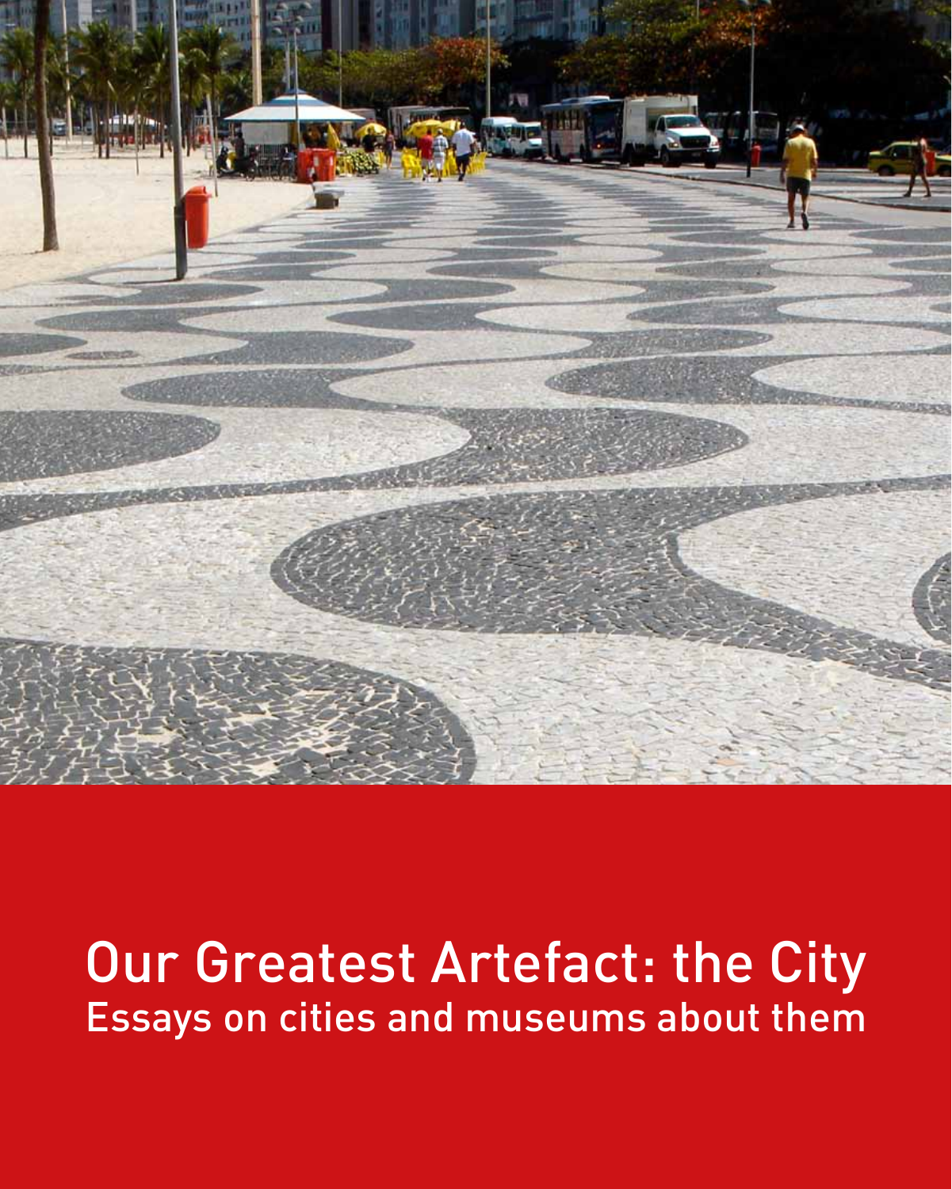# Our Greatest Artefact: the City

## Essays on cities and museums about them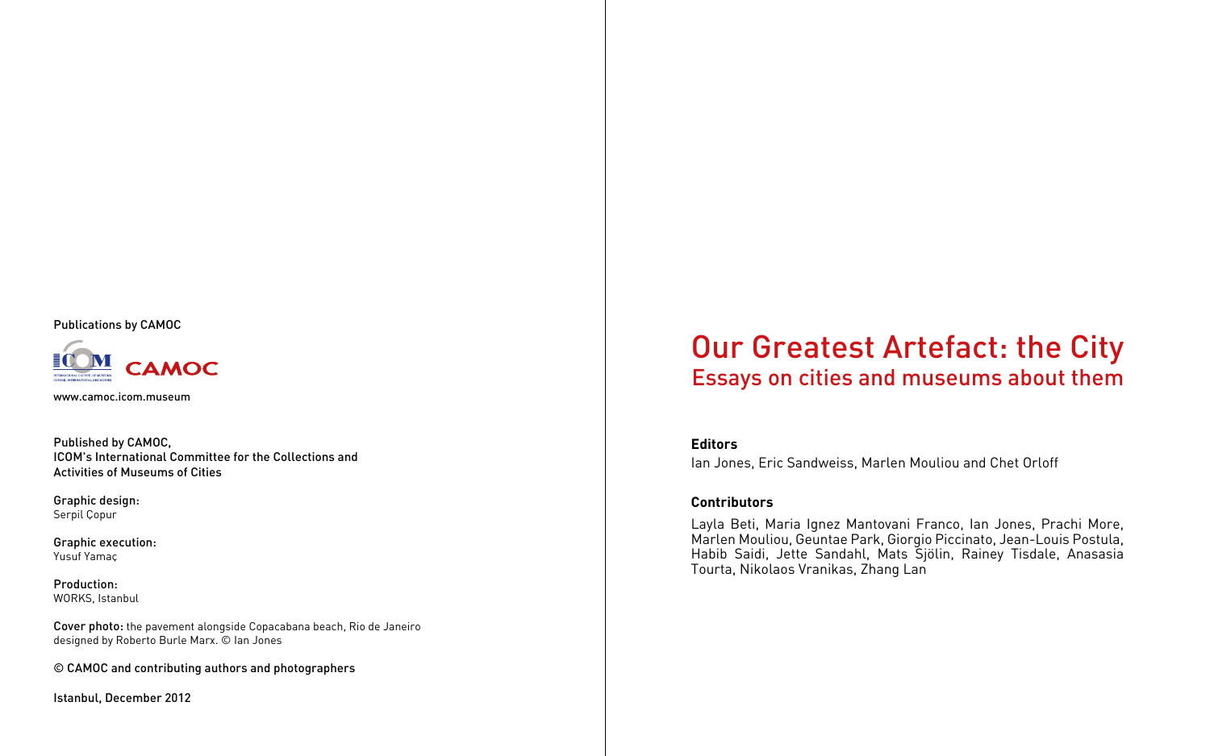Publications by CAMOC

CAMOC

www.camoc.icom.museum

Published by CAMOC,
ICOM's International Committee for the Collections and Activities of Museums of Cities

Graphic design:
Serpil Çopur

Graphic execution:
Yusuf Yamaç

Production:
WORKS, Istanbul

Cover photo: the pavement alongside Copacabana beach, Rio de Janeiro designed by Roberto Burle Marx. © Ian Jones

© CAMOC and contributing authors and photographers

Istanbul, December 2012

# Our Greatest Artefact: the City

## Essays on cities and museums about them

**Editors**

Ian Jones, Eric Sandweiss, Marlen Mouliou and Chet Orloff

**Contributors**

Layla Beti, Maria Ignez Mantovani Franco, Ian Jones, Prachi More, Marlen Mouliou, Geuntae Park, Giorgio Piccinato, Jean-Louis Postula, Habib Saidi, Jette Sandahl, Mats Sjölin, Rainey Tisdale, Anasasia Tourta, Nikolaos Vranikas, Zhang Lan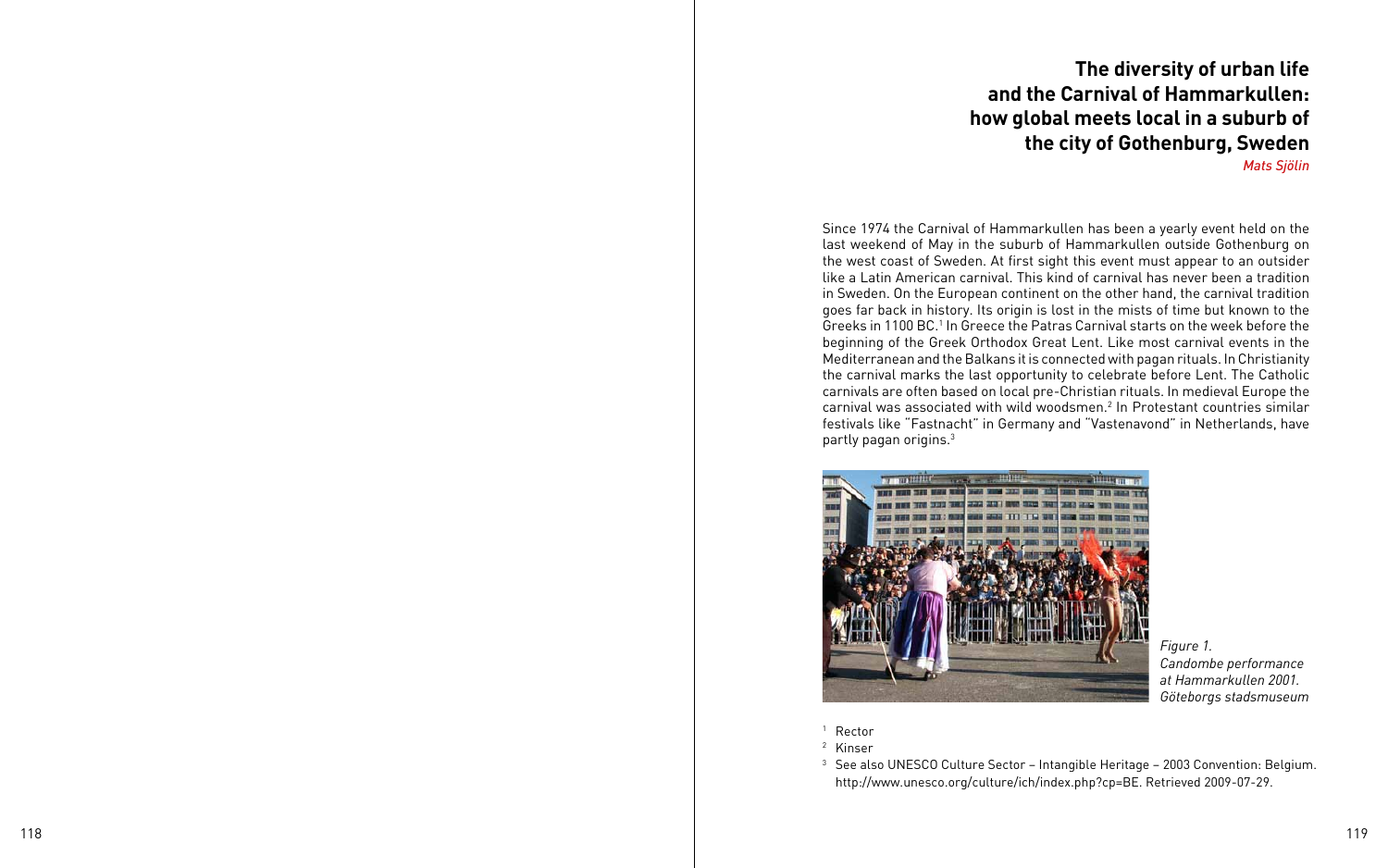# The diversity of urban life and the Carnival of Hammarkullen: how global meets local in a suburb of the city of Gothenburg, Sweden

*Mats Sjölin*

Since 1974 the Carnival of Hammarkullen has been a yearly event held on the last weekend of May in the suburb of Hammarkullen outside Gothenburg on the west coast of Sweden. At first sight this event must appear to an outsider like a Latin American carnival. This kind of carnival has never been a tradition in Sweden. On the European continent on the other hand, the carnival tradition goes far back in history. Its origin is lost in the mists of time but known to the Greeks in 1100 BC.[1] In Greece the Patras Carnival starts on the week before the beginning of the Greek Orthodox Great Lent. Like most carnival events in the Mediterranean and the Balkans it is connected with pagan rituals. In Christianity the carnival marks the last opportunity to celebrate before Lent. The Catholic carnivals are often based on local pre-Christian rituals. In medieval Europe the carnival was associated with wild woodsmen.[2] In Protestant countries similar festivals like "Fastnacht" in Germany and "Vastenavond" in Netherlands, have partly pagan origins.[3]

*Figure 1. Candombe performance at Hammarkullen 2001. Göteborgs stadsmuseum*

[1] Rector

[2] Kinser

[3] See also UNESCO Culture Sector – Intangible Heritage – 2003 Convention: Belgium. http://www.unesco.org/culture/ich/index.php?cp=BE. Retrieved 2009-07-29.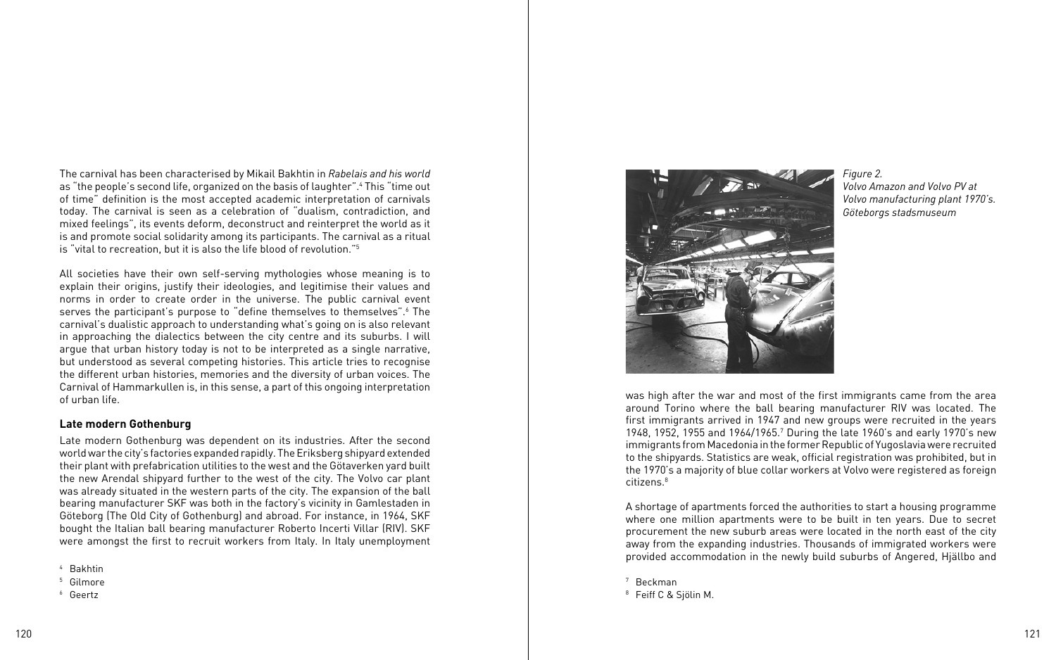The carnival has been characterised by Mikail Bakhtin in *Rabelais and his world* as "the people's second life, organized on the basis of laughter".[4] This "time out of time" definition is the most accepted academic interpretation of carnivals today. The carnival is seen as a celebration of "dualism, contradiction, and mixed feelings", its events deform, deconstruct and reinterpret the world as it is and promote social solidarity among its participants. The carnival as a ritual is "vital to recreation, but it is also the life blood of revolution."[5]

All societies have their own self-serving mythologies whose meaning is to explain their origins, justify their ideologies, and legitimise their values and norms in order to create order in the universe. The public carnival event serves the participant's purpose to "define themselves to themselves".[6] The carnival's dualistic approach to understanding what's going on is also relevant in approaching the dialectics between the city centre and its suburbs. I will argue that urban history today is not to be interpreted as a single narrative, but understood as several competing histories. This article tries to recognise the different urban histories, memories and the diversity of urban voices. The Carnival of Hammarkullen is, in this sense, a part of this ongoing interpretation of urban life.

### Late modern Gothenburg

Late modern Gothenburg was dependent on its industries. After the second world war the city's factories expanded rapidly. The Eriksberg shipyard extended their plant with prefabrication utilities to the west and the Götaverken yard built the new Arendal shipyard further to the west of the city. The Volvo car plant was already situated in the western parts of the city. The expansion of the ball bearing manufacturer SKF was both in the factory's vicinity in Gamlestaden in Göteborg (The Old City of Gothenburg) and abroad. For instance, in 1964, SKF bought the Italian ball bearing manufacturer Roberto Incerti Villar (RIV). SKF were amongst the first to recruit workers from Italy. In Italy unemployment was high after the war and most of the first immigrants came from the area around Torino where the ball bearing manufacturer RIV was located. The first immigrants arrived in 1947 and new groups were recruited in the years 1948, 1952, 1955 and 1964/1965.[7] During the late 1960's and early 1970's new immigrants from Macedonia in the former Republic of Yugoslavia were recruited to the shipyards. Statistics are weak, official registration was prohibited, but in the 1970's a majority of blue collar workers at Volvo were registered as foreign citizens.[8]

*Figure 2.*
*Volvo Amazon and Volvo PV at Volvo manufacturing plant 1970's. Göteborgs stadsmuseum*

A shortage of apartments forced the authorities to start a housing programme where one million apartments were to be built in ten years. Due to secret procurement the new suburb areas were located in the north east of the city away from the expanding industries. Thousands of immigrated workers were provided accommodation in the newly build suburbs of Angered, Hjällbo and

[4] Bakhtin
[5] Gilmore
[6] Geertz
[7] Beckman
[8] Feiff C & Sjölin M.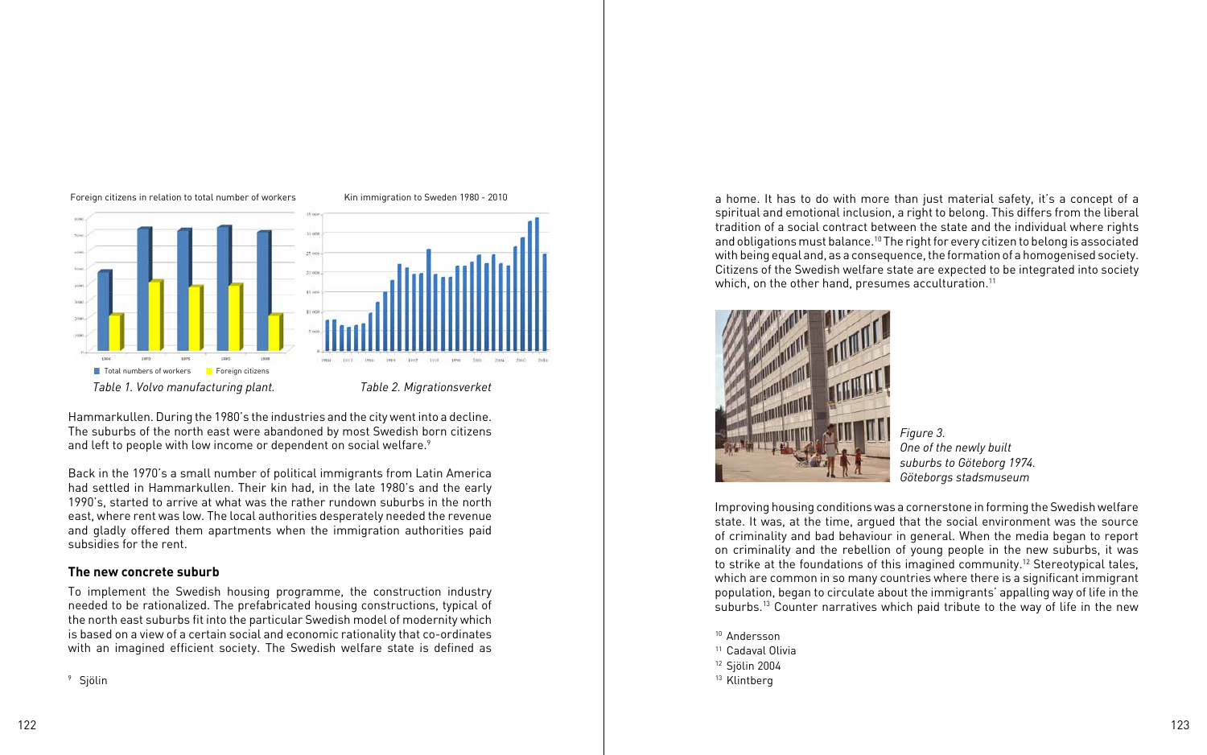Foreign citizens in relation to total number of workers

Kin immigration to Sweden 1980 - 2010

Total numbers of workers   Foreign citizens

*Table 1. Volvo manufacturing plant.*

*Table 2. Migrationsverket*

Hammarkullen. During the 1980's the industries and the city went into a decline. The suburbs of the north east were abandoned by most Swedish born citizens and left to people with low income or dependent on social welfare.[9]

Back in the 1970's a small number of political immigrants from Latin America had settled in Hammarkullen. Their kin had, in the late 1980's and the early 1990's, started to arrive at what was the rather rundown suburbs in the north east, where rent was low. The local authorities desperately needed the revenue and gladly offered them apartments when the immigration authorities paid subsidies for the rent.

### The new concrete suburb

To implement the Swedish housing programme, the construction industry needed to be rationalized. The prefabricated housing constructions, typical of the north east suburbs fit into the particular Swedish model of modernity which is based on a view of a certain social and economic rationality that co-ordinates with an imagined efficient society. The Swedish welfare state is defined as a home. It has to do with more than just material safety, it's a concept of a spiritual and emotional inclusion, a right to belong. This differs from the liberal tradition of a social contract between the state and the individual where rights and obligations must balance.[10] The right for every citizen to belong is associated with being equal and, as a consequence, the formation of a homogenised society. Citizens of the Swedish welfare state are expected to be integrated into society which, on the other hand, presumes acculturation.[11]

*Figure 3.*
*One of the newly built suburbs to Göteborg 1974.*
*Göteborgs stadsmuseum*

Improving housing conditions was a cornerstone in forming the Swedish welfare state. It was, at the time, argued that the social environment was the source of criminality and bad behaviour in general. When the media began to report on criminality and the rebellion of young people in the new suburbs, it was to strike at the foundations of this imagined community.[12] Stereotypical tales, which are common in so many countries where there is a significant immigrant population, began to circulate about the immigrants' appalling way of life in the suburbs.[13] Counter narratives which paid tribute to the way of life in the new

[9] Sjölin

[10] Andersson
[11] Cadaval Olivia
[12] Sjölin 2004
[13] Klintberg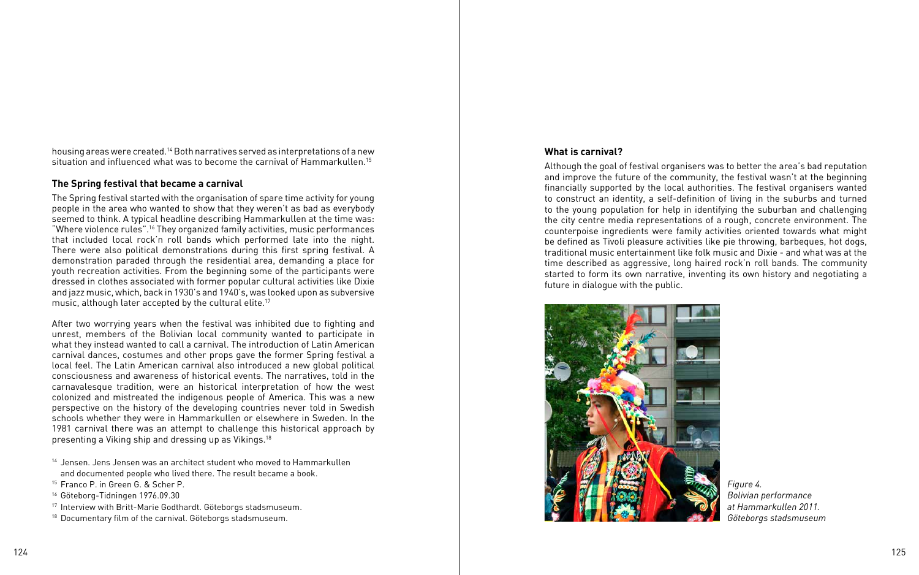housing areas were created.[14] Both narratives served as interpretations of a new situation and influenced what was to become the carnival of Hammarkullen.[15]

### The Spring festival that became a carnival

The Spring festival started with the organisation of spare time activity for young people in the area who wanted to show that they weren't as bad as everybody seemed to think. A typical headline describing Hammarkullen at the time was: "Where violence rules".[16] They organized family activities, music performances that included local rock'n roll bands which performed late into the night. There were also political demonstrations during this first spring festival. A demonstration paraded through the residential area, demanding a place for youth recreation activities. From the beginning some of the participants were dressed in clothes associated with former popular cultural activities like Dixie and jazz music, which, back in 1930's and 1940's, was looked upon as subversive music, although later accepted by the cultural elite.[17]

After two worrying years when the festival was inhibited due to fighting and unrest, members of the Bolivian local community wanted to participate in what they instead wanted to call a carnival. The introduction of Latin American carnival dances, costumes and other props gave the former Spring festival a local feel. The Latin American carnival also introduced a new global political consciousness and awareness of historical events. The narratives, told in the carnavalesque tradition, were an historical interpretation of how the west colonized and mistreated the indigenous people of America. This was a new perspective on the history of the developing countries never told in Swedish schools whether they were in Hammarkullen or elsewhere in Sweden. In the 1981 carnival there was an attempt to challenge this historical approach by presenting a Viking ship and dressing up as Vikings.[18]

[14] Jensen. Jens Jensen was an architect student who moved to Hammarkullen and documented people who lived there. The result became a book.
[15] Franco P. in Green G. & Scher P.
[16] Göteborg-Tidningen 1976.09.30
[17] Interview with Britt-Marie Godthardt. Göteborgs stadsmuseum.
[18] Documentary film of the carnival. Göteborgs stadsmuseum.

### What is carnival?

Although the goal of festival organisers was to better the area's bad reputation and improve the future of the community, the festival wasn't at the beginning financially supported by the local authorities. The festival organisers wanted to construct an identity, a self-definition of living in the suburbs and turned to the young population for help in identifying the suburban and challenging the city centre media representations of a rough, concrete environment. The counterpoise ingredients were family activities oriented towards what might be defined as Tivoli pleasure activities like pie throwing, barbeques, hot dogs, traditional music entertainment like folk music and Dixie - and what was at the time described as aggressive, long haired rock'n roll bands. The community started to form its own narrative, inventing its own history and negotiating a future in dialogue with the public.

*Figure 4. Bolivian performance at Hammarkullen 2011. Göteborgs stadsmuseum*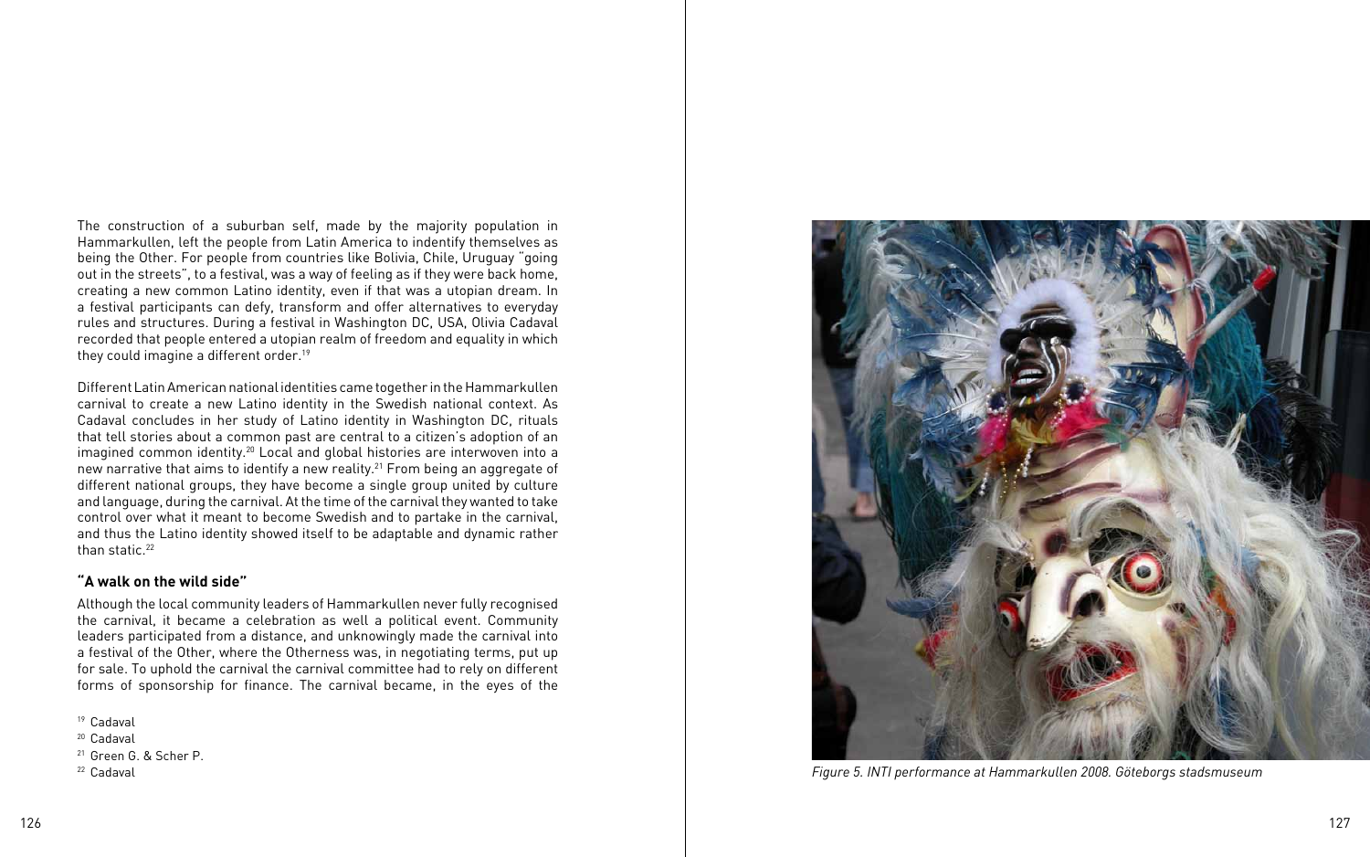The construction of a suburban self, made by the majority population in Hammarkullen, left the people from Latin America to indentify themselves as being the Other. For people from countries like Bolivia, Chile, Uruguay "going out in the streets", to a festival, was a way of feeling as if they were back home, creating a new common Latino identity, even if that was a utopian dream. In a festival participants can defy, transform and offer alternatives to everyday rules and structures. During a festival in Washington DC, USA, Olivia Cadaval recorded that people entered a utopian realm of freedom and equality in which they could imagine a different order.[19]

Different Latin American national identities came together in the Hammarkullen carnival to create a new Latino identity in the Swedish national context. As Cadaval concludes in her study of Latino identity in Washington DC, rituals that tell stories about a common past are central to a citizen's adoption of an imagined common identity.[20] Local and global histories are interwoven into a new narrative that aims to identify a new reality.[21] From being an aggregate of different national groups, they have become a single group united by culture and language, during the carnival. At the time of the carnival they wanted to take control over what it meant to become Swedish and to partake in the carnival, and thus the Latino identity showed itself to be adaptable and dynamic rather than static.[22]

### "A walk on the wild side"

Although the local community leaders of Hammarkullen never fully recognised the carnival, it became a celebration as well a political event. Community leaders participated from a distance, and unknowingly made the carnival into a festival of the Other, where the Otherness was, in negotiating terms, put up for sale. To uphold the carnival the carnival committee had to rely on different forms of sponsorship for finance. The carnival became, in the eyes of the

[19] Cadaval
[20] Cadaval
[21] Green G. & Scher P.
[22] Cadaval

*Figure 5. INTI performance at Hammarkullen 2008. Göteborgs stadsmuseum*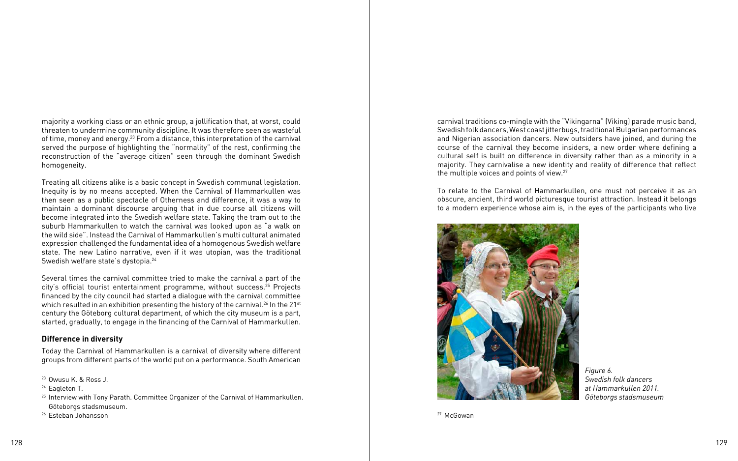majority a working class or an ethnic group, a jollification that, at worst, could threaten to undermine community discipline. It was therefore seen as wasteful of time, money and energy.[23] From a distance, this interpretation of the carnival served the purpose of highlighting the "normality" of the rest, confirming the reconstruction of the "average citizen" seen through the dominant Swedish homogeneity.

Treating all citizens alike is a basic concept in Swedish communal legislation. Inequity is by no means accepted. When the Carnival of Hammarkullen was then seen as a public spectacle of Otherness and difference, it was a way to maintain a dominant discourse arguing that in due course all citizens will become integrated into the Swedish welfare state. Taking the tram out to the suburb Hammarkullen to watch the carnival was looked upon as "a walk on the wild side". Instead the Carnival of Hammarkullen's multi cultural animated expression challenged the fundamental idea of a homogenous Swedish welfare state. The new Latino narrative, even if it was utopian, was the traditional Swedish welfare state's dystopia.[24]

Several times the carnival committee tried to make the carnival a part of the city's official tourist entertainment programme, without success.[25] Projects financed by the city council had started a dialogue with the carnival committee which resulted in an exhibition presenting the history of the carnival.[26] In the 21st century the Göteborg cultural department, of which the city museum is a part, started, gradually, to engage in the financing of the Carnival of Hammarkullen.

## Difference in diversity

Today the Carnival of Hammarkullen is a carnival of diversity where different groups from different parts of the world put on a performance. South American carnival traditions co-mingle with the "Vikingarna" (Viking) parade music band, Swedish folk dancers, West coast jitterbugs, traditional Bulgarian performances and Nigerian association dancers. New outsiders have joined, and during the course of the carnival they become insiders, a new order where defining a cultural self is built on difference in diversity rather than as a minority in a majority. They carnivalise a new identity and reality of difference that reflect the multiple voices and points of view.[27]

To relate to the Carnival of Hammarkullen, one must not perceive it as an obscure, ancient, third world picturesque tourist attraction. Instead it belongs to a modern experience whose aim is, in the eyes of the participants who live

*Figure 6. Swedish folk dancers at Hammarkullen 2011. Göteborgs stadsmuseum*

[23] Owusu K. & Ross J.

[24] Eagleton T.

[25] Interview with Tony Parath. Committee Organizer of the Carnival of Hammarkullen. Göteborgs stadsmuseum.

[26] Esteban Johansson

[27] McGowan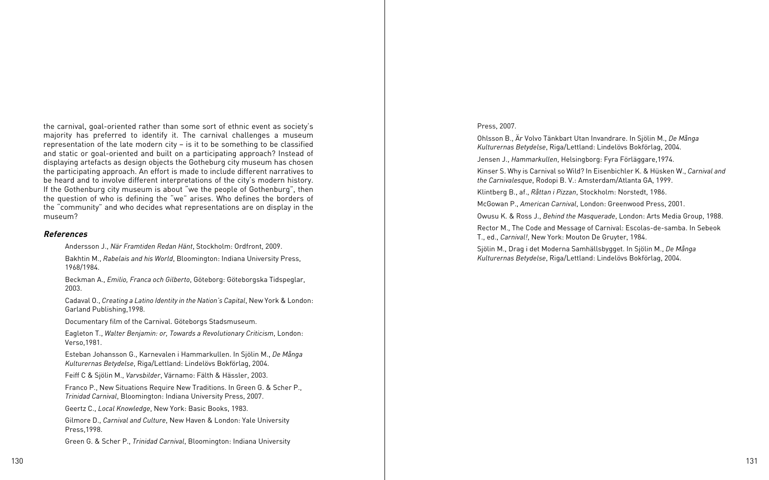the carnival, goal-oriented rather than some sort of ethnic event as society's majority has preferred to identify it. The carnival challenges a museum representation of the late modern city – is it to be something to be classified and static or goal-oriented and built on a participating approach? Instead of displaying artefacts as design objects the Gotheburg city museum has chosen the participating approach. An effort is made to include different narratives to be heard and to involve different interpretations of the city's modern history. If the Gothenburg city museum is about "we the people of Gothenburg", then the question of who is defining the "we" arises. Who defines the borders of the "community" and who decides what representations are on display in the museum?

### *References*

Andersson J., *När Framtiden Redan Hänt*, Stockholm: Ordfront, 2009.

Bakhtin M., *Rabelais and his World*, Bloomington: Indiana University Press, 1968/1984.

Beckman A., *Emilio, Franca och Gilberto*, Göteborg: Göteborgska Tidspeglar, 2003.

Cadaval O., *Creating a Latino Identity in the Nation's Capital*, New York & London: Garland Publishing,1998.

Documentary film of the Carnival. Göteborgs Stadsmuseum.

Eagleton T., *Walter Benjamin: or, Towards a Revolutionary Criticism*, London: Verso,1981.

Esteban Johansson G., Karnevalen i Hammarkullen. In Sjölin M., *De Många Kulturernas Betydelse*, Riga/Lettland: Lindelövs Bokförlag, 2004.

Feiff C & Sjölin M., *Varvsbilder*, Värnamo: Fälth & Hässler, 2003.

Franco P., New Situations Require New Traditions. In Green G. & Scher P., *Trinidad Carnival*, Bloomington: Indiana University Press, 2007.

Geertz C., *Local Knowledge*, New York: Basic Books, 1983.

Gilmore D., *Carnival and Culture*, New Haven & London: Yale University Press,1998.

Green G. & Scher P., *Trinidad Carnival*, Bloomington: Indiana University Press, 2007.

Ohlsson B., Är Volvo Tänkbart Utan Invandrare. In Sjölin M., *De Många Kulturernas Betydelse*, Riga/Lettland: Lindelövs Bokförlag, 2004.

Jensen J., *Hammarkullen*, Helsingborg: Fyra Förläggare,1974.

Kinser S. Why is Carnival so Wild? In Eisenbichler K. & Hüsken W., *Carnival and the Carnivalesque*, Rodopi B. V.: Amsterdam/Atlanta GA, 1999.

Klintberg B., af., *Råttan i Pizzan*, Stockholm: Norstedt, 1986.

McGowan P., *American Carnival*, London: Greenwood Press, 2001.

Owusu K. & Ross J., *Behind the Masquerade*, London: Arts Media Group, 1988.

Rector M., The Code and Message of Carnival: Escolas-de-samba. In Sebeok T., ed., *Carnival!*, New York: Mouton De Gruyter, 1984.

Sjölin M., Drag i det Moderna Samhällsbygget. In Sjölin M., *De Många Kulturernas Betydelse*, Riga/Lettland: Lindelövs Bokförlag, 2004.